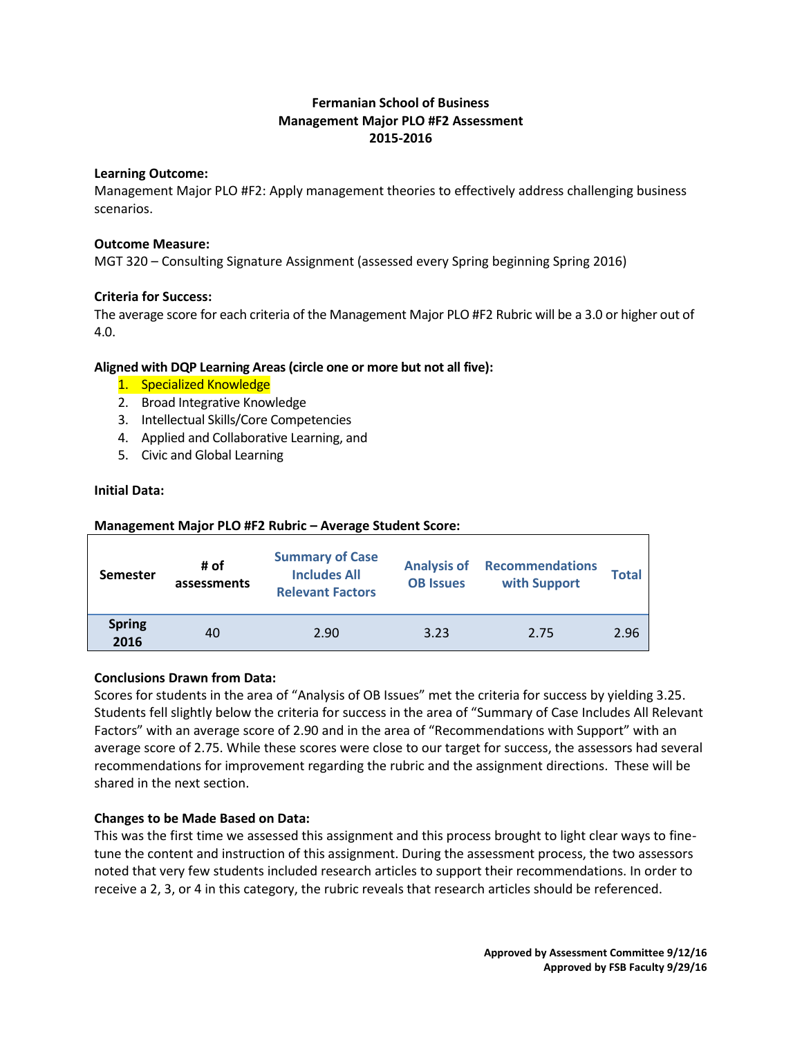**Fermanian School of Business**
**Management Major PLO #F2 Assessment**
**2015-2016**

**Learning Outcome:**
Management Major PLO #F2: Apply management theories to effectively address challenging business scenarios.

**Outcome Measure:**
MGT 320 – Consulting Signature Assignment (assessed every Spring beginning Spring 2016)

**Criteria for Success:**
The average score for each criteria of the Management Major PLO #F2 Rubric will be a 3.0 or higher out of 4.0.

**Aligned with DQP Learning Areas (circle one or more but not all five):**

1. Specialized Knowledge
2. Broad Integrative Knowledge
3. Intellectual Skills/Core Competencies
4. Applied and Collaborative Learning, and
5. Civic and Global Learning

**Initial Data:**

**Management Major PLO #F2 Rubric – Average Student Score:**

| Semester | # of assessments | Summary of Case Includes All Relevant Factors | Analysis of OB Issues | Recommendations with Support | Total |
|---|---|---|---|---|---|
| Spring 2016 | 40 | 2.90 | 3.23 | 2.75 | 2.96 |

**Conclusions Drawn from Data:**
Scores for students in the area of "Analysis of OB Issues" met the criteria for success by yielding 3.25. Students fell slightly below the criteria for success in the area of "Summary of Case Includes All Relevant Factors" with an average score of 2.90 and in the area of "Recommendations with Support" with an average score of 2.75. While these scores were close to our target for success, the assessors had several recommendations for improvement regarding the rubric and the assignment directions. These will be shared in the next section.

**Changes to be Made Based on Data:**
This was the first time we assessed this assignment and this process brought to light clear ways to fine-tune the content and instruction of this assignment. During the assessment process, the two assessors noted that very few students included research articles to support their recommendations. In order to receive a 2, 3, or 4 in this category, the rubric reveals that research articles should be referenced.

**Approved by Assessment Committee 9/12/16**
**Approved by FSB Faculty 9/29/16**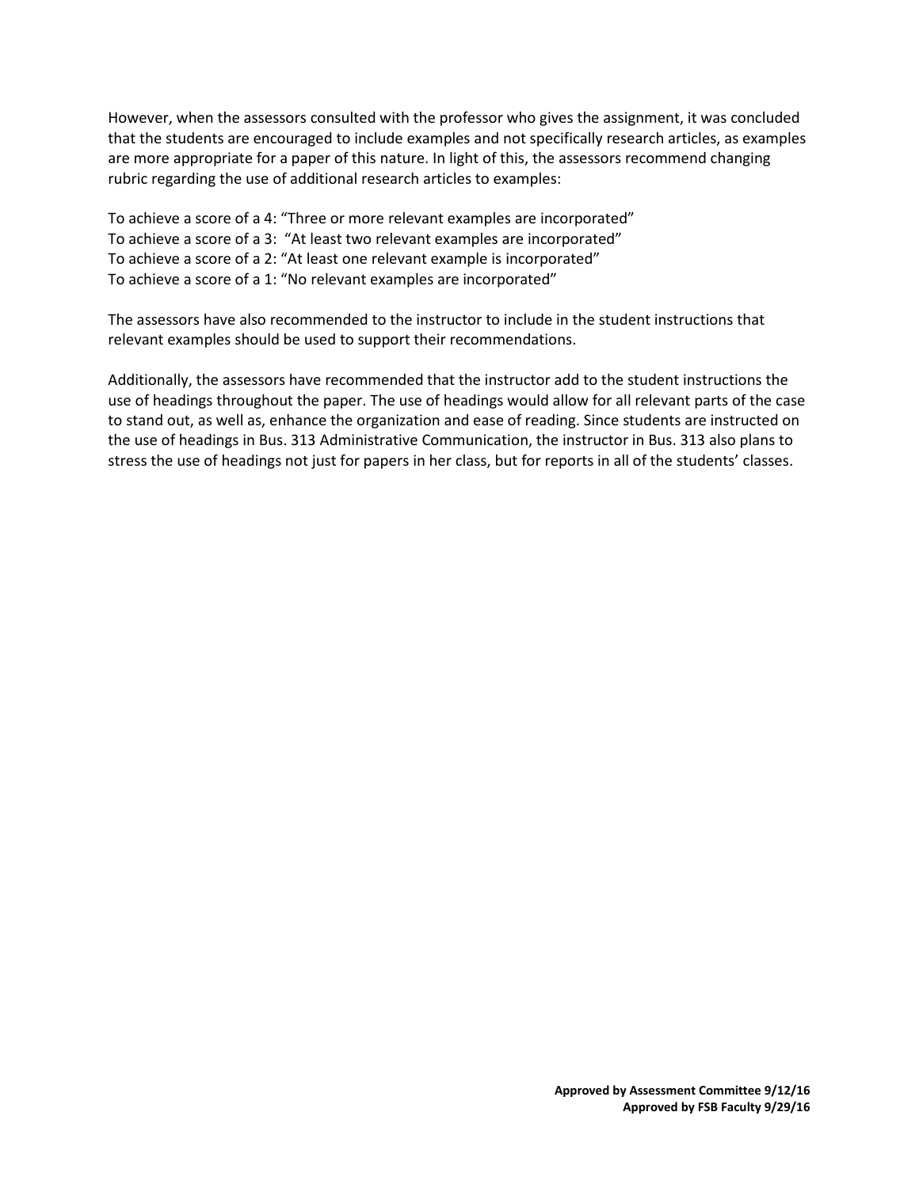However, when the assessors consulted with the professor who gives the assignment, it was concluded that the students are encouraged to include examples and not specifically research articles, as examples are more appropriate for a paper of this nature. In light of this, the assessors recommend changing rubric regarding the use of additional research articles to examples:

To achieve a score of a 4: "Three or more relevant examples are incorporated"
To achieve a score of a 3: "At least two relevant examples are incorporated"
To achieve a score of a 2: "At least one relevant example is incorporated"
To achieve a score of a 1: "No relevant examples are incorporated"

The assessors have also recommended to the instructor to include in the student instructions that relevant examples should be used to support their recommendations.

Additionally, the assessors have recommended that the instructor add to the student instructions the use of headings throughout the paper. The use of headings would allow for all relevant parts of the case to stand out, as well as, enhance the organization and ease of reading. Since students are instructed on the use of headings in Bus. 313 Administrative Communication, the instructor in Bus. 313 also plans to stress the use of headings not just for papers in her class, but for reports in all of the students' classes.

**Approved by Assessment Committee 9/12/16**
**Approved by FSB Faculty 9/29/16**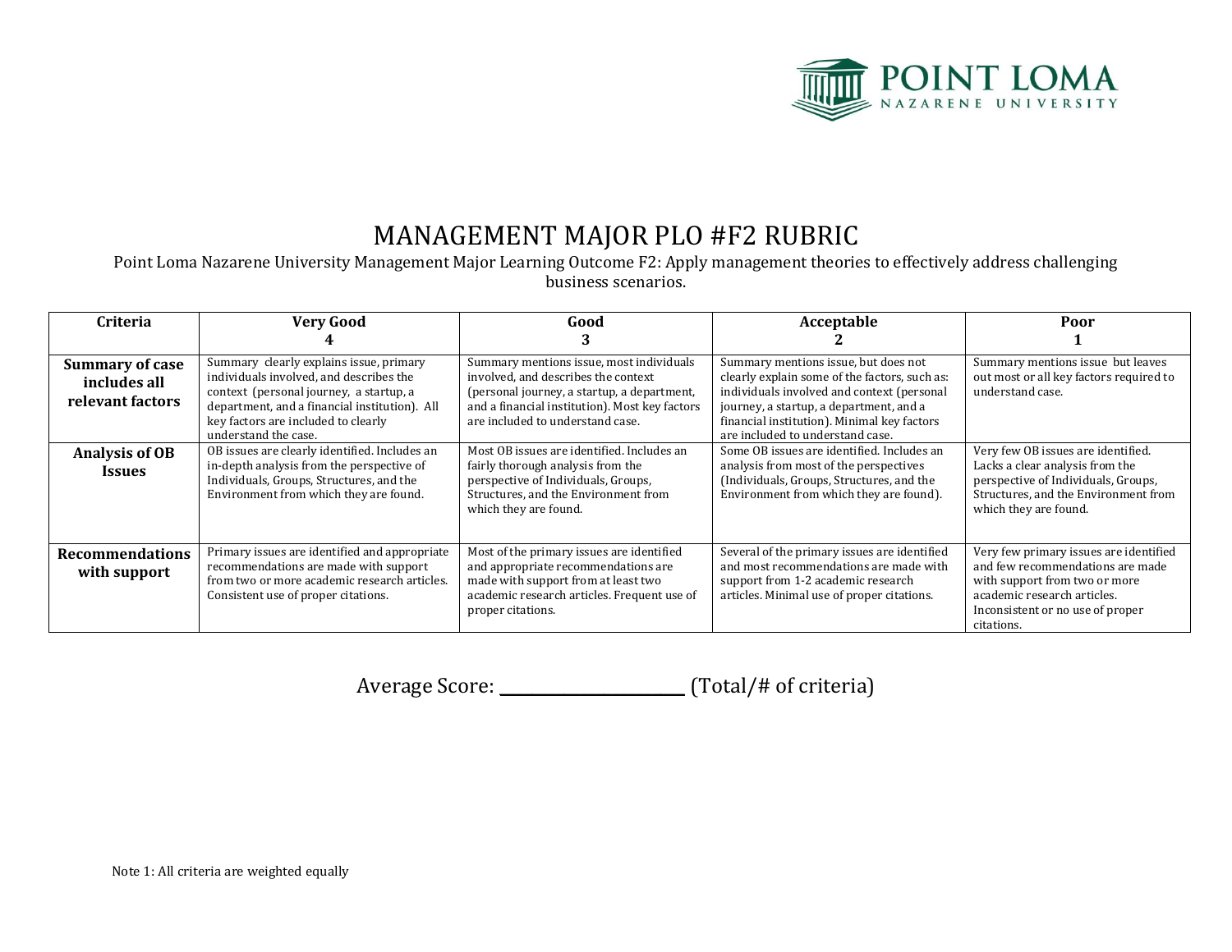# MANAGEMENT MAJOR PLO #F2 RUBRIC

Point Loma Nazarene University Management Major Learning Outcome F2: Apply management theories to effectively address challenging business scenarios.

| Criteria | Very Good<br>4 | Good<br>3 | Acceptable<br>2 | Poor<br>1 |
|---|---|---|---|---|
| **Summary of case includes all relevant factors** | Summary clearly explains issue, primary individuals involved, and describes the context (personal journey, a startup, a department, and a financial institution). All key factors are included to clearly understand the case. | Summary mentions issue, most individuals involved, and describes the context (personal journey, a startup, a department, and a financial institution). Most key factors are included to understand case. | Summary mentions issue, but does not clearly explain some of the factors, such as: individuals involved and context (personal journey, a startup, a department, and a financial institution). Minimal key factors are included to understand case. | Summary mentions issue but leaves out most or all key factors required to understand case. |
| **Analysis of OB Issues** | OB issues are clearly identified. Includes an in-depth analysis from the perspective of Individuals, Groups, Structures, and the Environment from which they are found. | Most OB issues are identified. Includes an fairly thorough analysis from the perspective of Individuals, Groups, Structures, and the Environment from which they are found. | Some OB issues are identified. Includes an analysis from most of the perspectives (Individuals, Groups, Structures, and the Environment from which they are found). | Very few OB issues are identified. Lacks a clear analysis from the perspective of Individuals, Groups, Structures, and the Environment from which they are found. |
| **Recommendations with support** | Primary issues are identified and appropriate recommendations are made with support from two or more academic research articles. Consistent use of proper citations. | Most of the primary issues are identified and appropriate recommendations are made with support from at least two academic research articles. Frequent use of proper citations. | Several of the primary issues are identified and most recommendations are made with support from 1-2 academic research articles. Minimal use of proper citations. | Very few primary issues are identified and few recommendations are made with support from two or more academic research articles. Inconsistent or no use of proper citations. |

Average Score: ______________________ (Total/# of criteria)

Note 1: All criteria are weighted equally